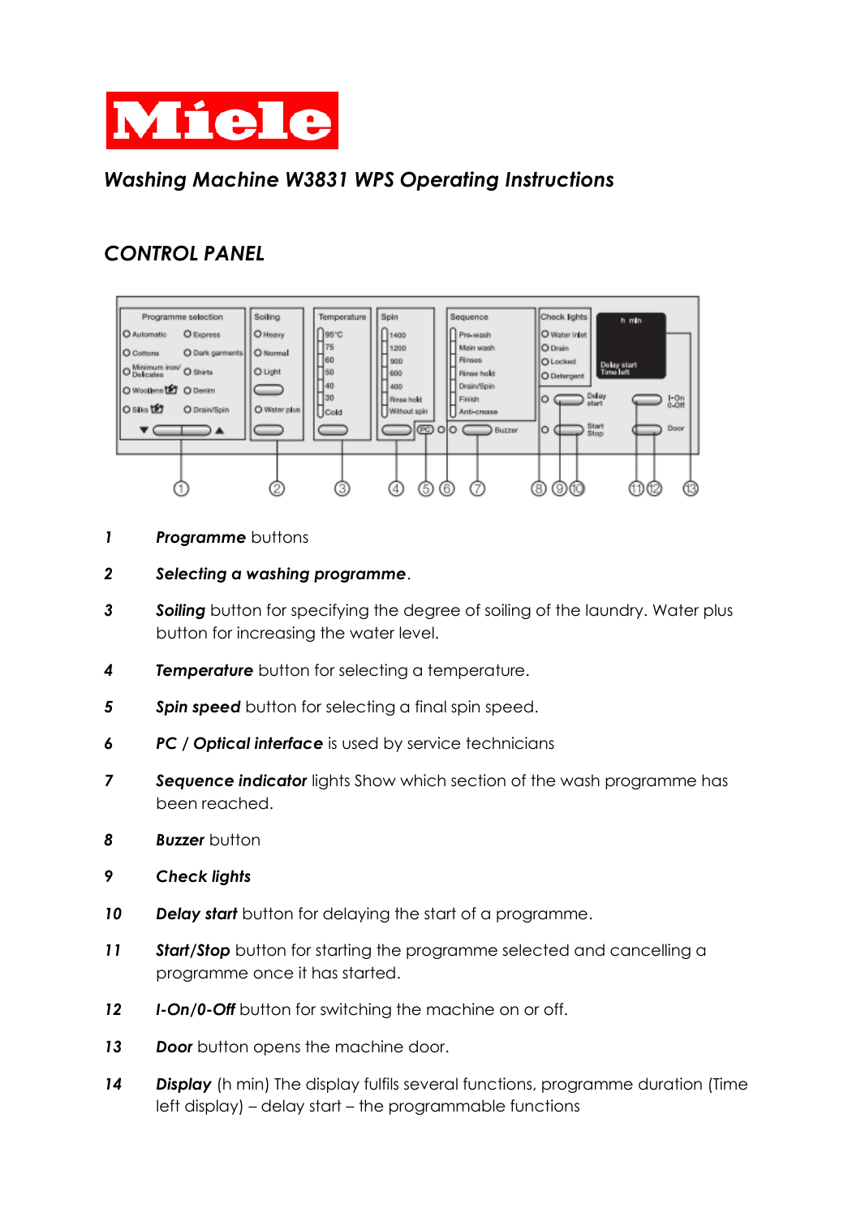# Miele

*Washing Machine W3831 WPS Operating Instructions*

## CONTROL PANEL

**1** ***Programme*** buttons

**2** ***Selecting a washing programme***.

**3** ***Soiling*** button for specifying the degree of soiling of the laundry. Water plus button for increasing the water level.

**4** ***Temperature*** button for selecting a temperature.

**5** ***Spin speed*** button for selecting a final spin speed.

**6** ***PC / Optical interface*** is used by service technicians

**7** ***Sequence indicator*** lights Show which section of the wash programme has been reached.

**8** ***Buzzer*** button

**9** ***Check lights***

**10** ***Delay start*** button for delaying the start of a programme.

**11** ***Start/Stop*** button for starting the programme selected and cancelling a programme once it has started.

**12** ***I-On/0-Off*** button for switching the machine on or off.

**13** ***Door*** button opens the machine door.

**14** ***Display*** (h min) The display fulfils several functions, programme duration (Time left display) – delay start – the programmable functions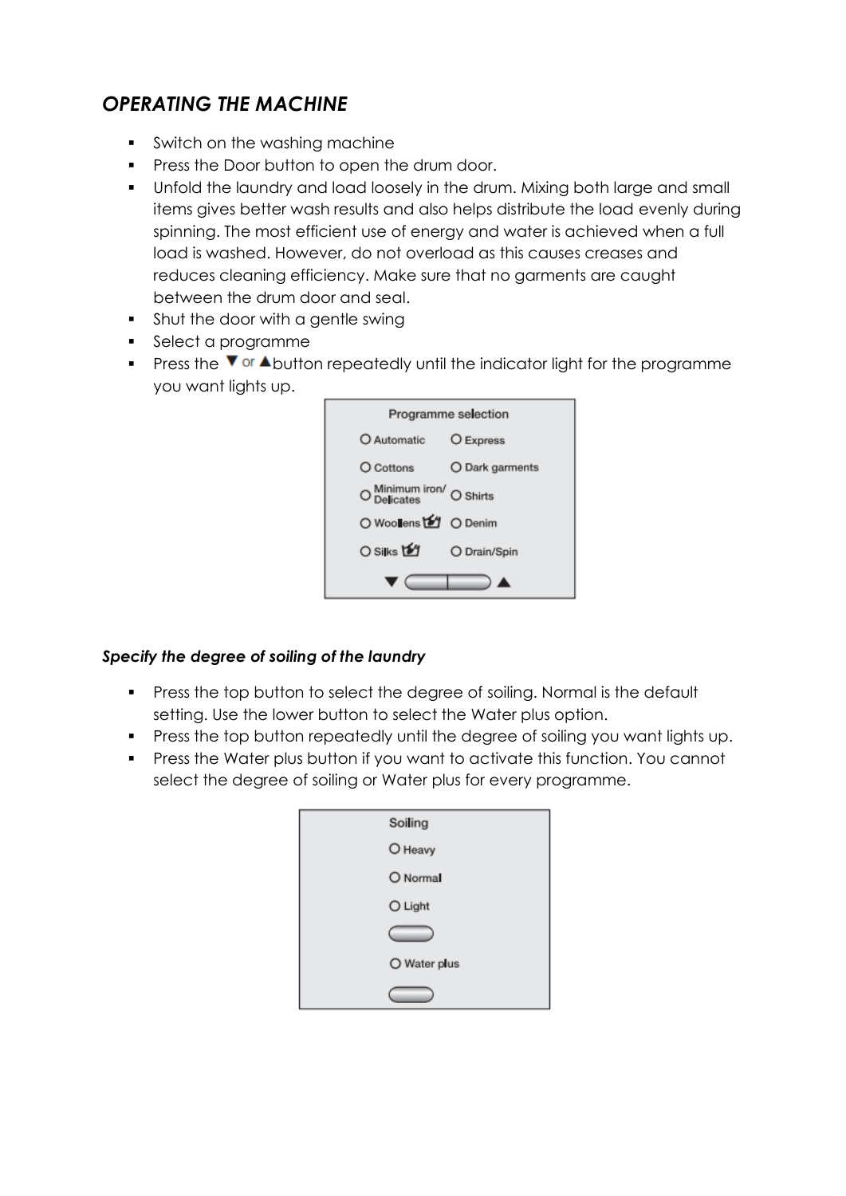## *OPERATING THE MACHINE*

- Switch on the washing machine
- Press the Door button to open the drum door.
- Unfold the laundry and load loosely in the drum. Mixing both large and small items gives better wash results and also helps distribute the load evenly during spinning. The most efficient use of energy and water is achieved when a full load is washed. However, do not overload as this causes creases and reduces cleaning efficiency. Make sure that no garments are caught between the drum door and seal.
- Shut the door with a gentle swing
- Select a programme
- Press the ▼ or ▲ button repeatedly until the indicator light for the programme you want lights up.

Programme selection

| | |
|---|---|
| O Automatic | O Express |
| O Cottons | O Dark garments |
| O Minimum iron/ Delicates | O Shirts |
| O Woollens | O Denim |
| O Silks | O Drain/Spin |

▼ ▲

### *Specify the degree of soiling of the laundry*

- Press the top button to select the degree of soiling. Normal is the default setting. Use the lower button to select the Water plus option.
- Press the top button repeatedly until the degree of soiling you want lights up.
- Press the Water plus button if you want to activate this function. You cannot select the degree of soiling or Water plus for every programme.

Soiling

O Heavy

O Normal

O Light

O Water plus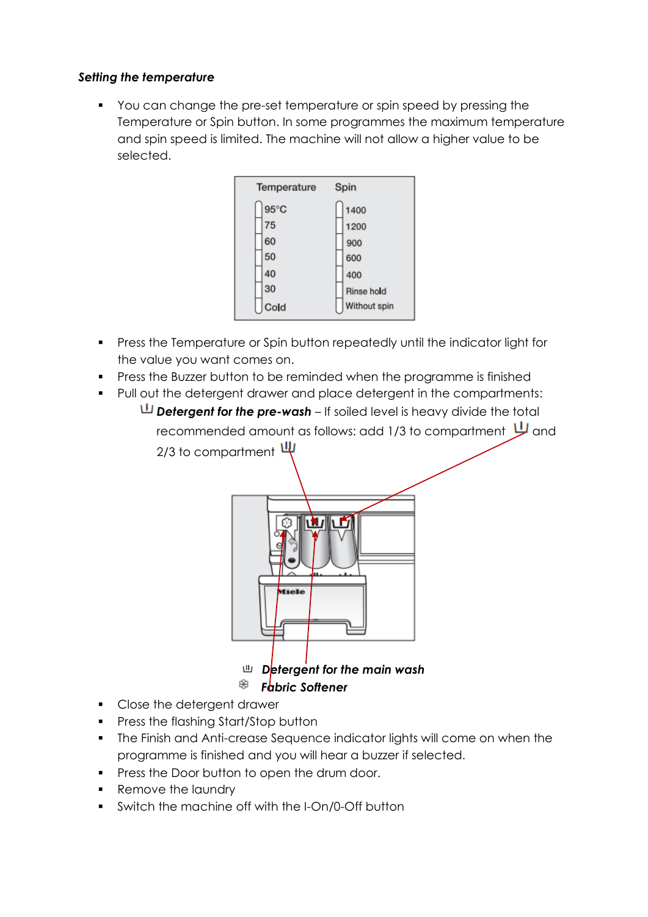*Setting the temperature*

- You can change the pre-set temperature or spin speed by pressing the Temperature or Spin button. In some programmes the maximum temperature and spin speed is limited. The machine will not allow a higher value to be selected.

Temperature
95°C
75
60
50
40
30
Cold

Spin
1400
1200
900
600
400
Rinse hold
Without spin

- Press the Temperature or Spin button repeatedly until the indicator light for the value you want comes on.
- Press the Buzzer button to be reminded when the programme is finished
- Pull out the detergent drawer and place detergent in the compartments:

  ***Detergent for the pre-wash*** – If soiled level is heavy divide the total recommended amount as follows: add 1/3 to compartment and 2/3 to compartment

Miele

***Detergent for the main wash***

***Fabric Softener***

- Close the detergent drawer
- Press the flashing Start/Stop button
- The Finish and Anti-crease Sequence indicator lights will come on when the programme is finished and you will hear a buzzer if selected.
- Press the Door button to open the drum door.
- Remove the laundry
- Switch the machine off with the I-On/0-Off button